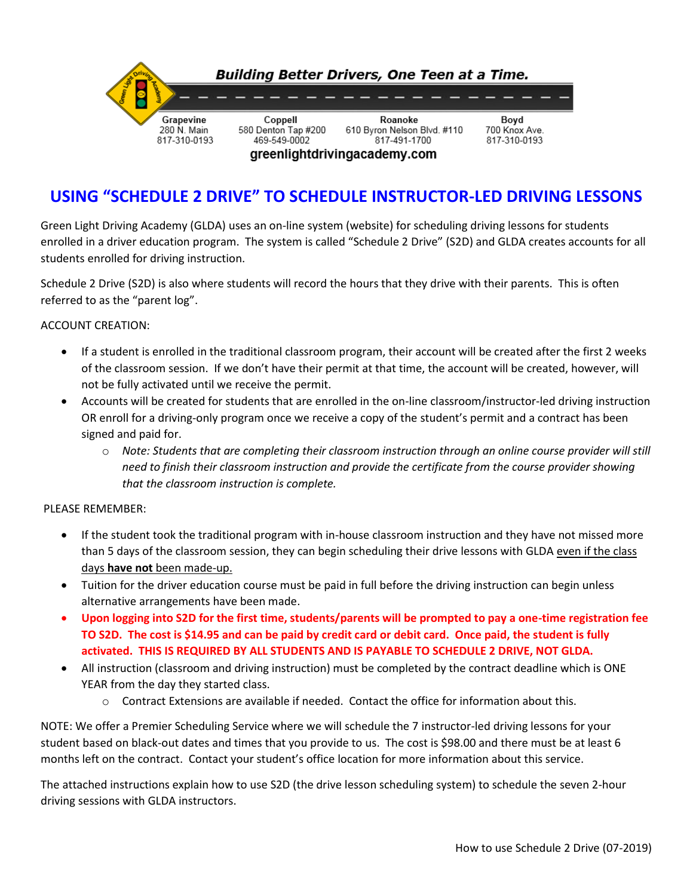**Building Better Drivers, One Teen at a Time.**

| Grapevine | Coppell | Roanoke | Boyd |
|---|---|---|---|
| 280 N. Main | 580 Denton Tap #200 | 610 Byron Nelson Blvd. #110 | 700 Knox Ave. |
| 817-310-0193 | 469-549-0002 | 817-491-1700 | 817-310-0193 |

**greenlightdrivingacademy.com**

# USING "SCHEDULE 2 DRIVE" TO SCHEDULE INSTRUCTOR-LED DRIVING LESSONS

Green Light Driving Academy (GLDA) uses an on-line system (website) for scheduling driving lessons for students enrolled in a driver education program. The system is called "Schedule 2 Drive" (S2D) and GLDA creates accounts for all students enrolled for driving instruction.

Schedule 2 Drive (S2D) is also where students will record the hours that they drive with their parents. This is often referred to as the "parent log".

ACCOUNT CREATION:

- If a student is enrolled in the traditional classroom program, their account will be created after the first 2 weeks of the classroom session. If we don't have their permit at that time, the account will be created, however, will not be fully activated until we receive the permit.
- Accounts will be created for students that are enrolled in the on-line classroom/instructor-led driving instruction OR enroll for a driving-only program once we receive a copy of the student's permit and a contract has been signed and paid for.
  - *Note: Students that are completing their classroom instruction through an online course provider will still need to finish their classroom instruction and provide the certificate from the course provider showing that the classroom instruction is complete.*

PLEASE REMEMBER:

- If the student took the traditional program with in-house classroom instruction and they have not missed more than 5 days of the classroom session, they can begin scheduling their drive lessons with GLDA <u>even if the class days **have not** been made-up.</u>
- Tuition for the driver education course must be paid in full before the driving instruction can begin unless alternative arrangements have been made.
- **Upon logging into S2D for the first time, students/parents will be prompted to pay a one-time registration fee TO S2D. The cost is $14.95 and can be paid by credit card or debit card. Once paid, the student is fully activated. THIS IS REQUIRED BY ALL STUDENTS AND IS PAYABLE TO SCHEDULE 2 DRIVE, NOT GLDA.**
- All instruction (classroom and driving instruction) must be completed by the contract deadline which is ONE YEAR from the day they started class.
  - Contract Extensions are available if needed. Contact the office for information about this.

NOTE: We offer a Premier Scheduling Service where we will schedule the 7 instructor-led driving lessons for your student based on black-out dates and times that you provide to us. The cost is $98.00 and there must be at least 6 months left on the contract. Contact your student's office location for more information about this service.

The attached instructions explain how to use S2D (the drive lesson scheduling system) to schedule the seven 2-hour driving sessions with GLDA instructors.

How to use Schedule 2 Drive (07-2019)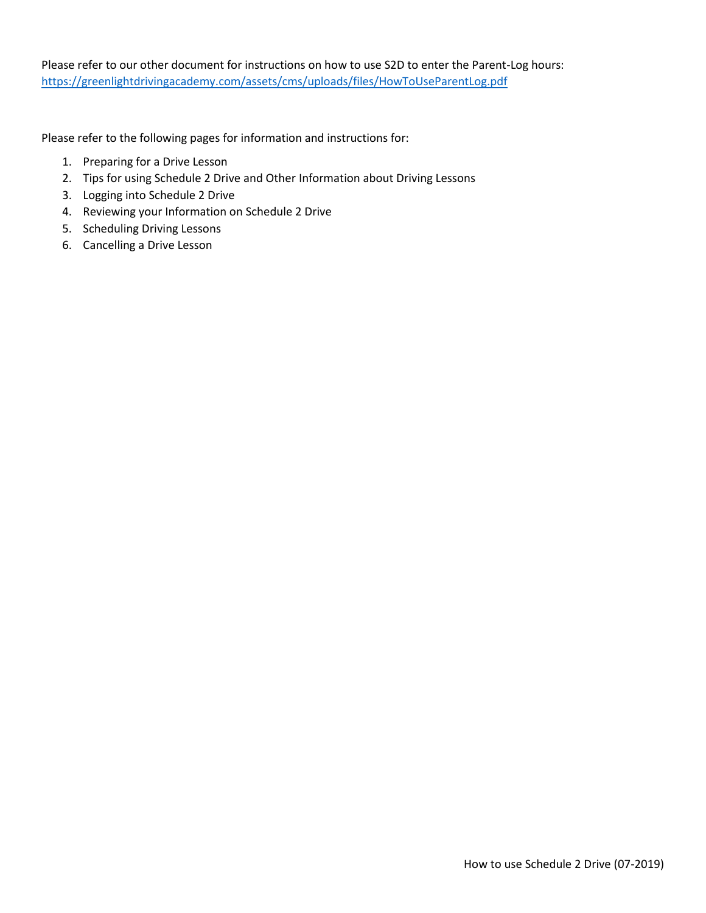Please refer to our other document for instructions on how to use S2D to enter the Parent-Log hours: [https://greenlightdrivingacademy.com/assets/cms/uploads/files/HowToUseParentLog.pdf](https://greenlightdrivingacademy.com/assets/cms/uploads/files/HowToUseParentLog.pdf)

Please refer to the following pages for information and instructions for:

1. Preparing for a Drive Lesson
2. Tips for using Schedule 2 Drive and Other Information about Driving Lessons
3. Logging into Schedule 2 Drive
4. Reviewing your Information on Schedule 2 Drive
5. Scheduling Driving Lessons
6. Cancelling a Drive Lesson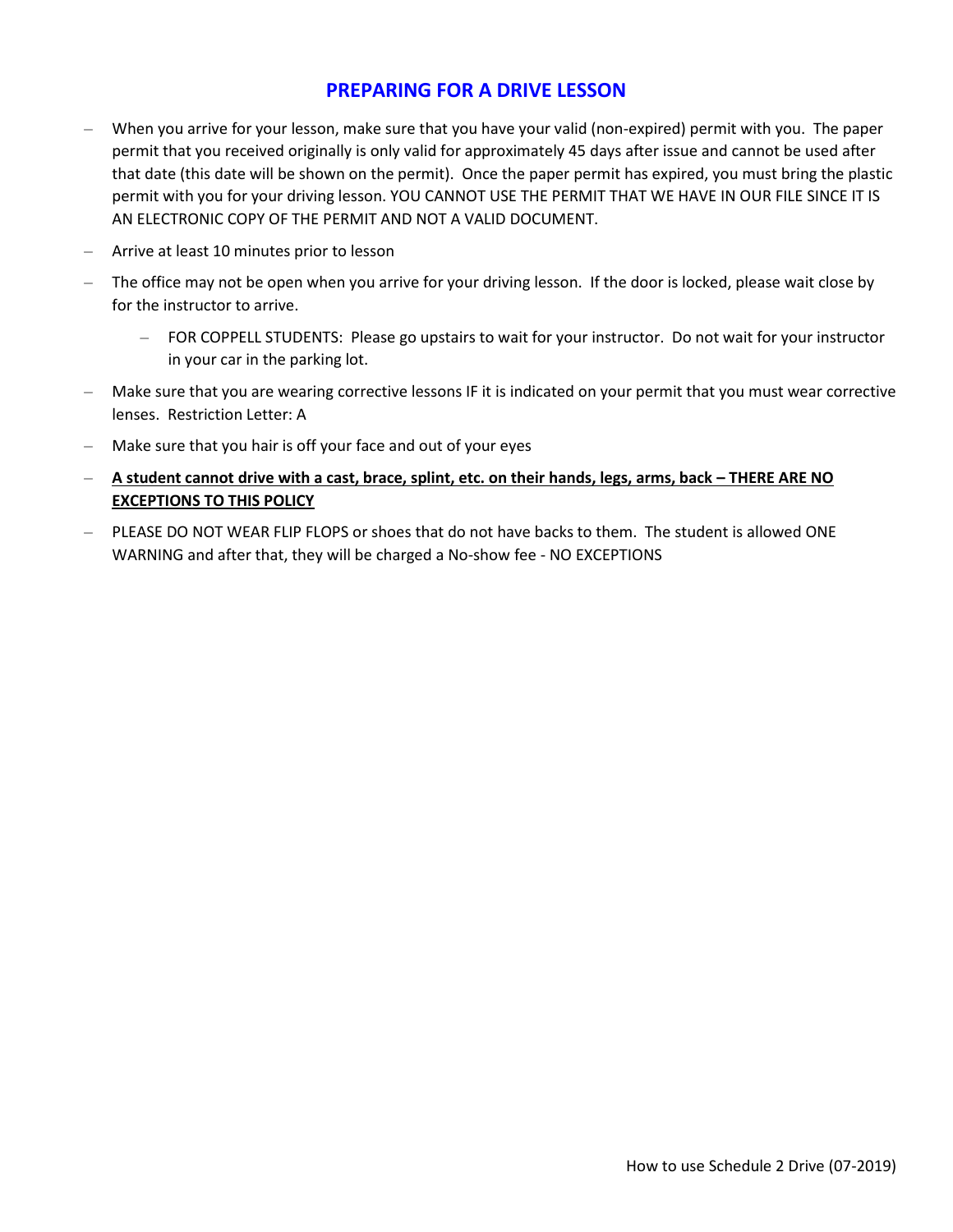## PREPARING FOR A DRIVE LESSON

- When you arrive for your lesson, make sure that you have your valid (non-expired) permit with you. The paper permit that you received originally is only valid for approximately 45 days after issue and cannot be used after that date (this date will be shown on the permit). Once the paper permit has expired, you must bring the plastic permit with you for your driving lesson. YOU CANNOT USE THE PERMIT THAT WE HAVE IN OUR FILE SINCE IT IS AN ELECTRONIC COPY OF THE PERMIT AND NOT A VALID DOCUMENT.
- Arrive at least 10 minutes prior to lesson
- The office may not be open when you arrive for your driving lesson. If the door is locked, please wait close by for the instructor to arrive.
  - FOR COPPELL STUDENTS: Please go upstairs to wait for your instructor. Do not wait for your instructor in your car in the parking lot.
- Make sure that you are wearing corrective lessons IF it is indicated on your permit that you must wear corrective lenses. Restriction Letter: A
- Make sure that you hair is off your face and out of your eyes
- **<u>A student cannot drive with a cast, brace, splint, etc. on their hands, legs, arms, back – THERE ARE NO EXCEPTIONS TO THIS POLICY</u>**
- PLEASE DO NOT WEAR FLIP FLOPS or shoes that do not have backs to them. The student is allowed ONE WARNING and after that, they will be charged a No-show fee - NO EXCEPTIONS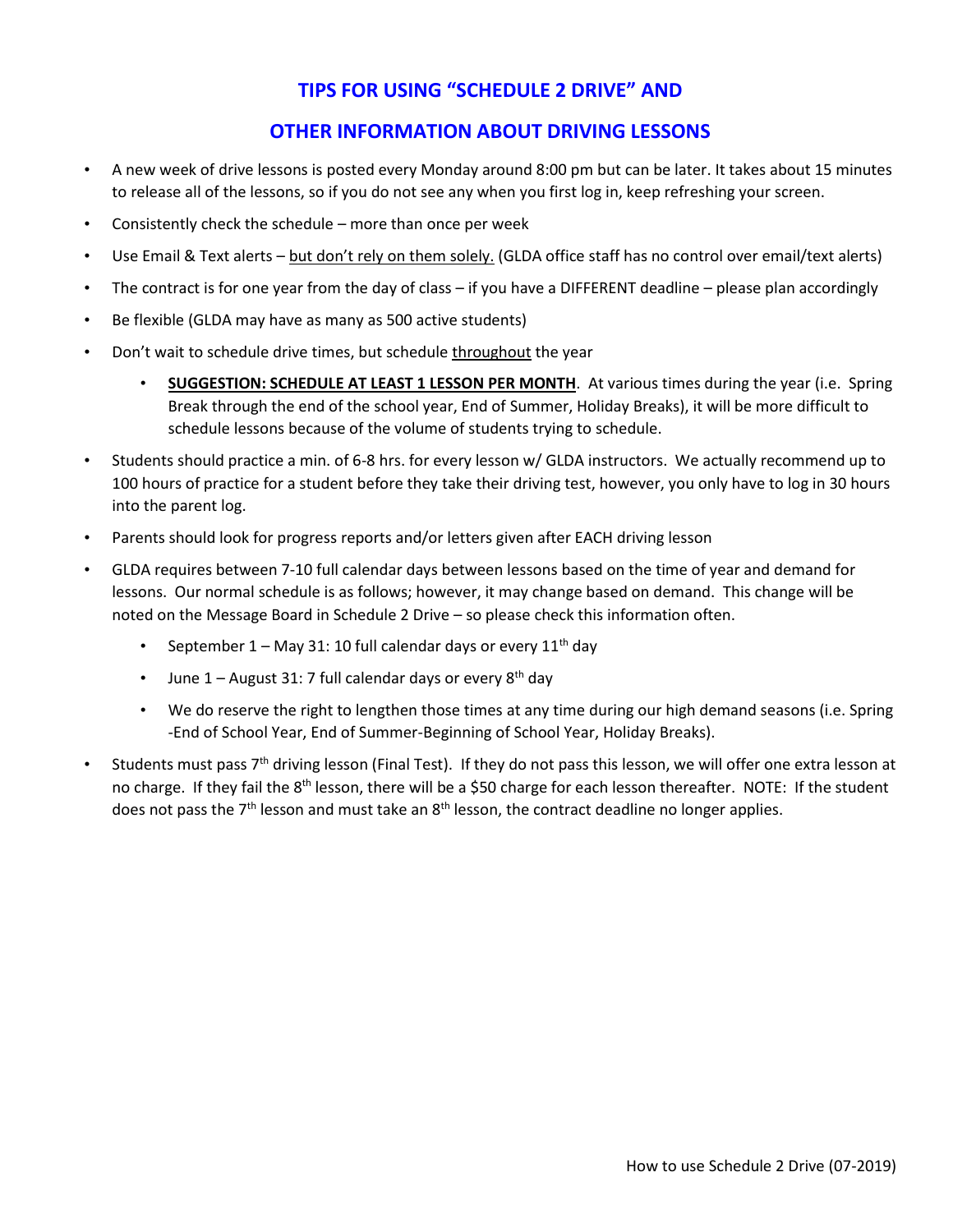# TIPS FOR USING "SCHEDULE 2 DRIVE" AND

# OTHER INFORMATION ABOUT DRIVING LESSONS

- A new week of drive lessons is posted every Monday around 8:00 pm but can be later. It takes about 15 minutes to release all of the lessons, so if you do not see any when you first log in, keep refreshing your screen.
- Consistently check the schedule – more than once per week
- Use Email & Text alerts – <u>but don't rely on them solely.</u> (GLDA office staff has no control over email/text alerts)
- The contract is for one year from the day of class – if you have a DIFFERENT deadline – please plan accordingly
- Be flexible (GLDA may have as many as 500 active students)
- Don't wait to schedule drive times, but schedule <u>throughout</u> the year
  - **<u>SUGGESTION: SCHEDULE AT LEAST 1 LESSON PER MONTH</u>**. At various times during the year (i.e. Spring Break through the end of the school year, End of Summer, Holiday Breaks), it will be more difficult to schedule lessons because of the volume of students trying to schedule.
- Students should practice a min. of 6-8 hrs. for every lesson w/ GLDA instructors. We actually recommend up to 100 hours of practice for a student before they take their driving test, however, you only have to log in 30 hours into the parent log.
- Parents should look for progress reports and/or letters given after EACH driving lesson
- GLDA requires between 7-10 full calendar days between lessons based on the time of year and demand for lessons. Our normal schedule is as follows; however, it may change based on demand. This change will be noted on the Message Board in Schedule 2 Drive – so please check this information often.
  - September 1 – May 31: 10 full calendar days or every 11th day
  - June 1 – August 31: 7 full calendar days or every 8th day
  - We do reserve the right to lengthen those times at any time during our high demand seasons (i.e. Spring -End of School Year, End of Summer-Beginning of School Year, Holiday Breaks).
- Students must pass 7th driving lesson (Final Test). If they do not pass this lesson, we will offer one extra lesson at no charge. If they fail the 8th lesson, there will be a $50 charge for each lesson thereafter. NOTE: If the student does not pass the 7th lesson and must take an 8th lesson, the contract deadline no longer applies.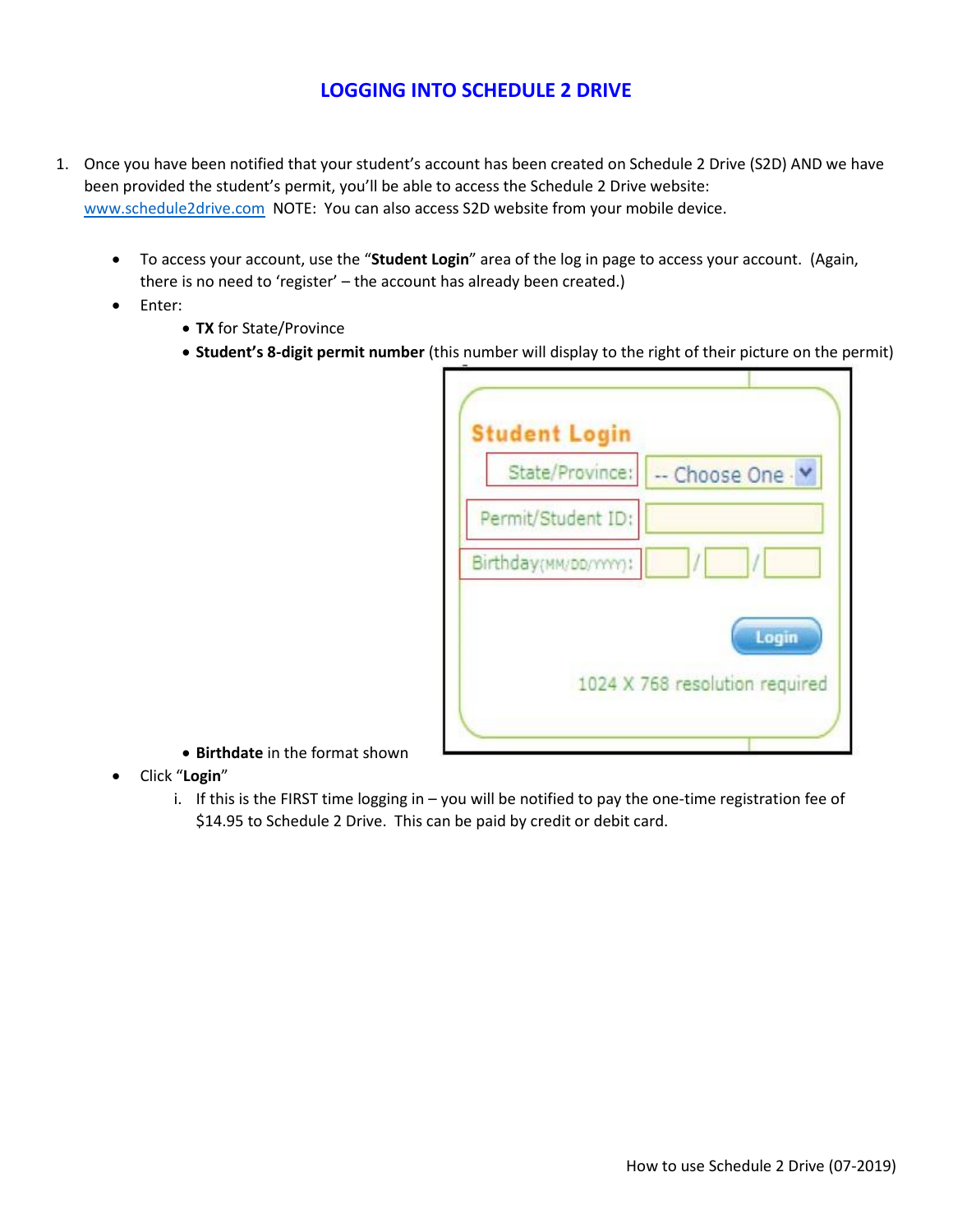# LOGGING INTO SCHEDULE 2 DRIVE

1. Once you have been notified that your student's account has been created on Schedule 2 Drive (S2D) AND we have been provided the student's permit, you'll be able to access the Schedule 2 Drive website: [www.schedule2drive.com](http://www.schedule2drive.com) NOTE: You can also access S2D website from your mobile device.

   - To access your account, use the "**Student Login**" area of the log in page to access your account. (Again, there is no need to 'register' – the account has already been created.)
   - Enter:
     - **TX** for State/Province
     - **Student's 8-digit permit number** (this number will display to the right of their picture on the permit)
     - **Birthdate** in the format shown
   - Click "**Login**"
     1. If this is the FIRST time logging in – you will be notified to pay the one-time registration fee of $14.95 to Schedule 2 Drive. This can be paid by credit or debit card.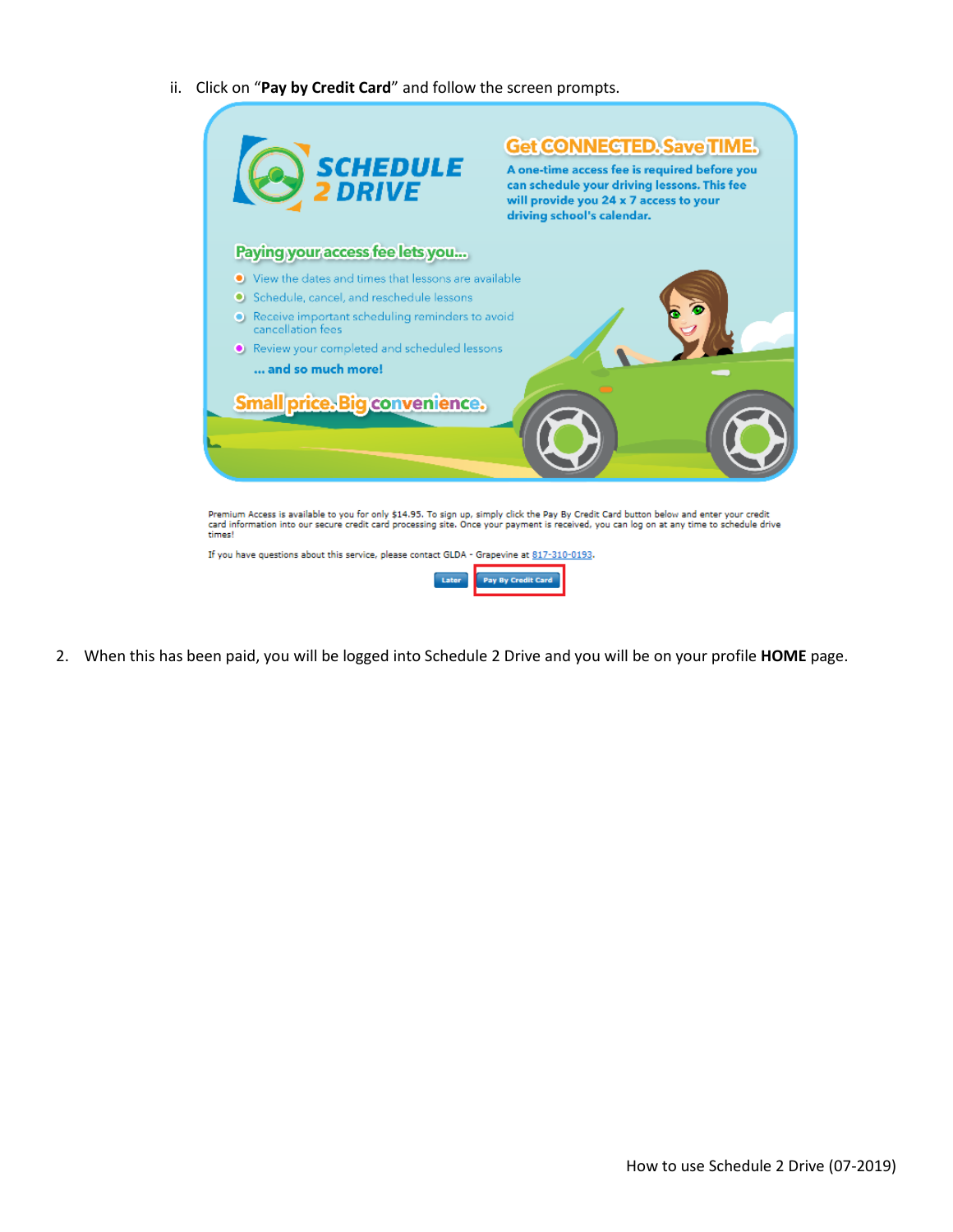ii. Click on "**Pay by Credit Card**" and follow the screen prompts.

Get CONNECTED. Save TIME.

A one-time access fee is required before you can schedule your driving lessons. This fee will provide you 24 x 7 access to your driving school's calendar.

SCHEDULE 2 DRIVE

Paying your access fee lets you...

- View the dates and times that lessons are available
- Schedule, cancel, and reschedule lessons
- Receive important scheduling reminders to avoid cancellation fees
- Review your completed and scheduled lessons

... and so much more!

Small price. Big convenience.

Premium Access is available to you for only $14.95. To sign up, simply click the Pay By Credit Card button below and enter your credit card information into our secure credit card processing site. Once your payment is received, you can log on at any time to schedule drive times!

If you have questions about this service, please contact GLDA - Grapevine at 817-310-0193.

Later | Pay By Credit Card

2. When this has been paid, you will be logged into Schedule 2 Drive and you will be on your profile **HOME** page.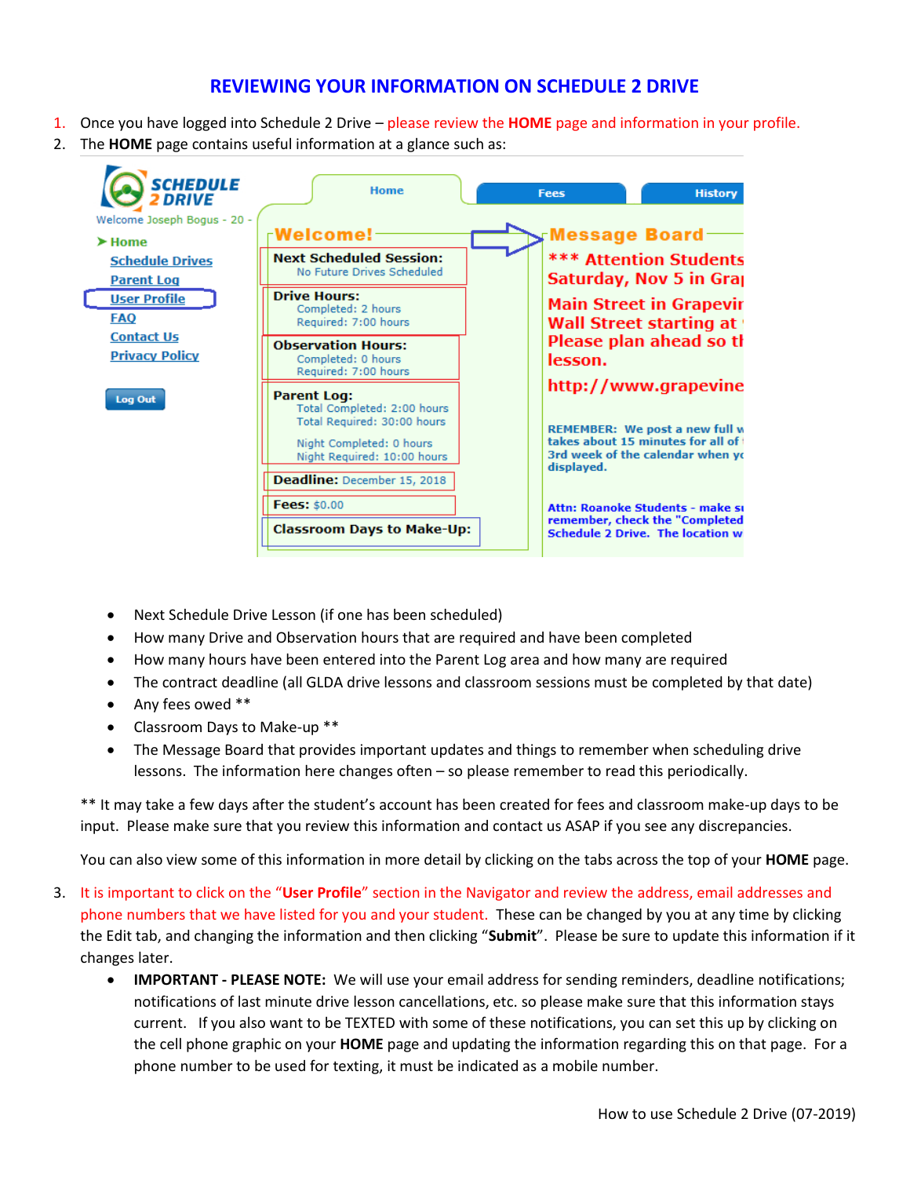# REVIEWING YOUR INFORMATION ON SCHEDULE 2 DRIVE

1. Once you have logged into Schedule 2 Drive – please review the **HOME** page and information in your profile.
2. The **HOME** page contains useful information at a glance such as:

   - Next Schedule Drive Lesson (if one has been scheduled)
   - How many Drive and Observation hours that are required and have been completed
   - How many hours have been entered into the Parent Log area and how many are required
   - The contract deadline (all GLDA drive lessons and classroom sessions must be completed by that date)
   - Any fees owed **
   - Classroom Days to Make-up **
   - The Message Board that provides important updates and things to remember when scheduling drive lessons. The information here changes often – so please remember to read this periodically.

   ** It may take a few days after the student's account has been created for fees and classroom make-up days to be input. Please make sure that you review this information and contact us ASAP if you see any discrepancies.

   You can also view some of this information in more detail by clicking on the tabs across the top of your **HOME** page.

3. It is important to click on the "**User Profile**" section in the Navigator and review the address, email addresses and phone numbers that we have listed for you and your student. These can be changed by you at any time by clicking the Edit tab, and changing the information and then clicking "**Submit**". Please be sure to update this information if it changes later.
   - **IMPORTANT - PLEASE NOTE:** We will use your email address for sending reminders, deadline notifications; notifications of last minute drive lesson cancellations, etc. so please make sure that this information stays current. If you also want to be TEXTED with some of these notifications, you can set this up by clicking on the cell phone graphic on your **HOME** page and updating the information regarding this on that page. For a phone number to be used for texting, it must be indicated as a mobile number.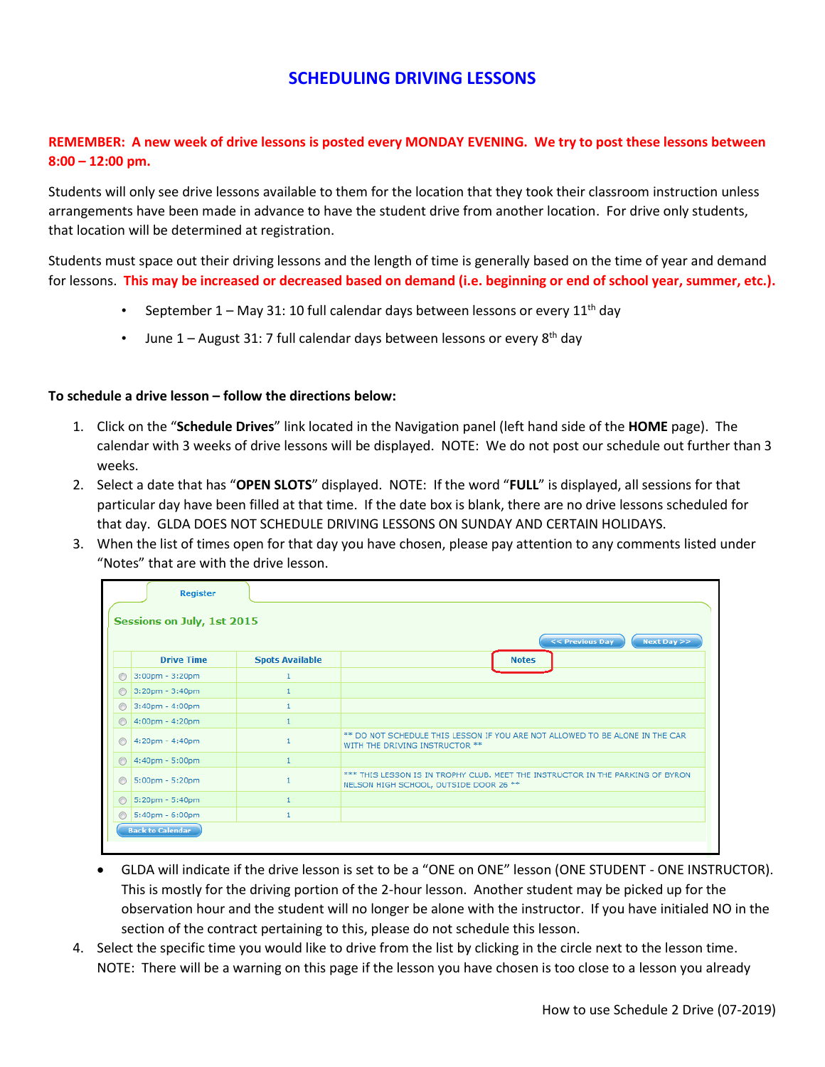# SCHEDULING DRIVING LESSONS

**REMEMBER: A new week of drive lessons is posted every MONDAY EVENING. We try to post these lessons between 8:00 – 12:00 pm.**

Students will only see drive lessons available to them for the location that they took their classroom instruction unless arrangements have been made in advance to have the student drive from another location. For drive only students, that location will be determined at registration.

Students must space out their driving lessons and the length of time is generally based on the time of year and demand for lessons. **This may be increased or decreased based on demand (i.e. beginning or end of school year, summer, etc.).**

- September 1 – May 31: 10 full calendar days between lessons or every 11th day
- June 1 – August 31: 7 full calendar days between lessons or every 8th day

**To schedule a drive lesson – follow the directions below:**

1. Click on the "**Schedule Drives**" link located in the Navigation panel (left hand side of the **HOME** page). The calendar with 3 weeks of drive lessons will be displayed. NOTE: We do not post our schedule out further than 3 weeks.
2. Select a date that has "**OPEN SLOTS**" displayed. NOTE: If the word "**FULL**" is displayed, all sessions for that particular day have been filled at that time. If the date box is blank, there are no drive lessons scheduled for that day. GLDA DOES NOT SCHEDULE DRIVING LESSONS ON SUNDAY AND CERTAIN HOLIDAYS.
3. When the list of times open for that day you have chosen, please pay attention to any comments listed under "Notes" that are with the drive lesson.

Register

Sessions on July, 1st 2015

<< Previous Day | Next Day >>

| | Drive Time | Spots Available | Notes |
|---|---|---|---|
| ○ | 3:00pm - 3:20pm | 1 | |
| ○ | 3:20pm - 3:40pm | 1 | |
| ○ | 3:40pm - 4:00pm | 1 | |
| ○ | 4:00pm - 4:20pm | 1 | |
| ○ | 4:20pm - 4:40pm | 1 | ** DO NOT SCHEDULE THIS LESSON IF YOU ARE NOT ALLOWED TO BE ALONE IN THE CAR WITH THE DRIVING INSTRUCTOR ** |
| ○ | 4:40pm - 5:00pm | 1 | |
| ○ | 5:00pm - 5:20pm | 1 | *** THIS LESSON IS IN TROPHY CLUB. MEET THE INSTRUCTOR IN THE PARKING OF BYRON NELSON HIGH SCHOOL, OUTSIDE DOOR 26 ** |
| ○ | 5:20pm - 5:40pm | 1 | |
| ○ | 5:40pm - 6:00pm | 1 | |

Back to Calendar

- GLDA will indicate if the drive lesson is set to be a "ONE on ONE" lesson (ONE STUDENT - ONE INSTRUCTOR). This is mostly for the driving portion of the 2-hour lesson. Another student may be picked up for the observation hour and the student will no longer be alone with the instructor. If you have initialed NO in the section of the contract pertaining to this, please do not schedule this lesson.

4. Select the specific time you would like to drive from the list by clicking in the circle next to the lesson time. NOTE: There will be a warning on this page if the lesson you have chosen is too close to a lesson you already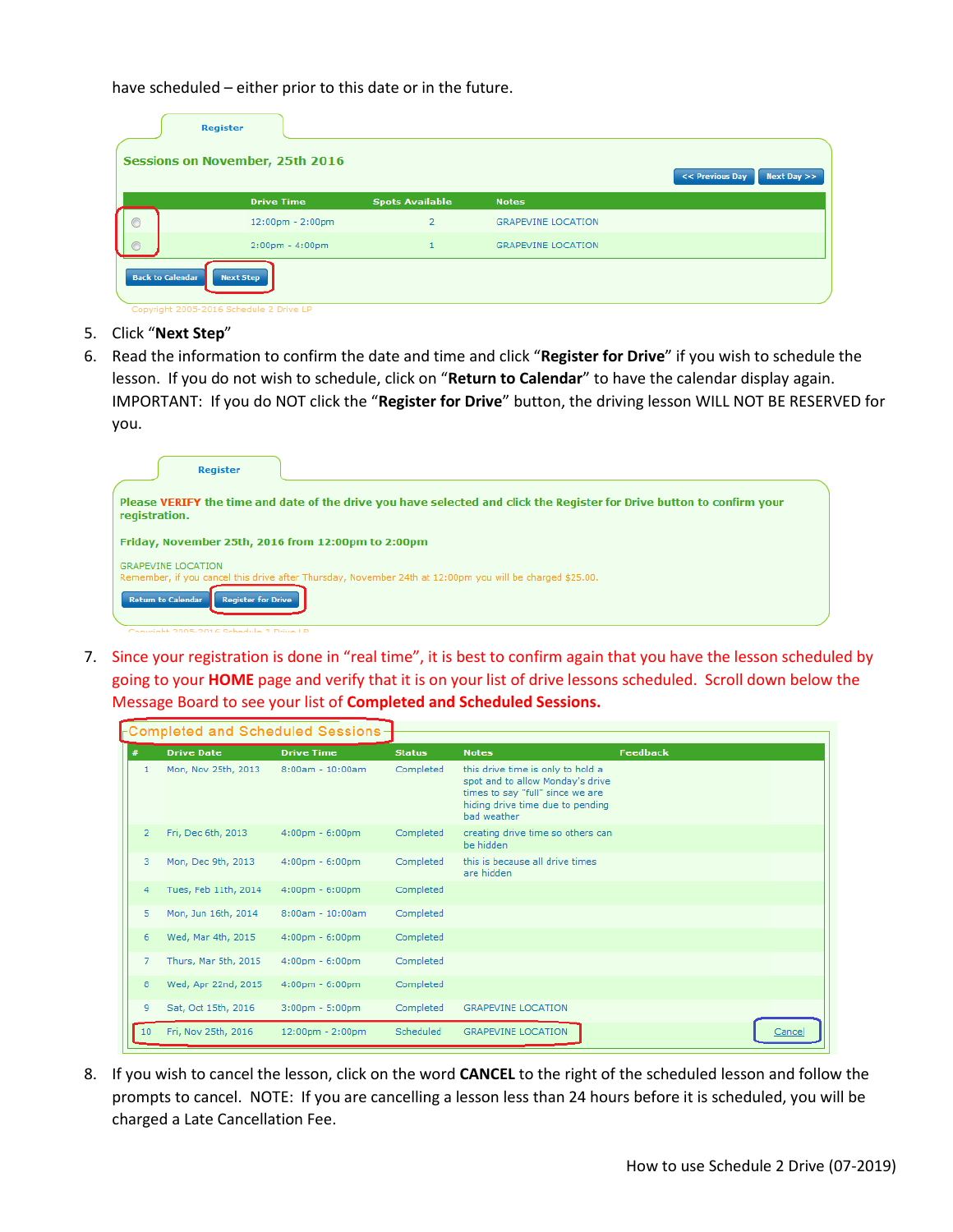have scheduled – either prior to this date or in the future.

Register

**Sessions on November, 25th 2016**

<< Previous Day | Next Day >>

| | Drive Time | Spots Available | Notes |
|---|---|---|---|
| ○ | 12:00pm - 2:00pm | 2 | GRAPEVINE LOCATION |
| ○ | 2:00pm - 4:00pm | 1 | GRAPEVINE LOCATION |

Back to Calendar | Next Step

Copyright 2005-2016 Schedule 2 Drive LP

5. Click "**Next Step**"
6. Read the information to confirm the date and time and click "**Register for Drive**" if you wish to schedule the lesson. If you do not wish to schedule, click on "**Return to Calendar**" to have the calendar display again. IMPORTANT: If you do NOT click the "**Register for Drive**" button, the driving lesson WILL NOT BE RESERVED for you.

Register

**Please VERIFY the time and date of the drive you have selected and click the Register for Drive button to confirm your registration.**

**Friday, November 25th, 2016 from 12:00pm to 2:00pm**

GRAPEVINE LOCATION
Remember, if you cancel this drive after Thursday, November 24th at 12:00pm you will be charged $25.00.

Return to Calendar | Register for Drive

Copyright 2005-2016 Schedule 2 Drive LP

7. Since your registration is done in "real time", it is best to confirm again that you have the lesson scheduled by going to your **HOME** page and verify that it is on your list of drive lessons scheduled. Scroll down below the Message Board to see your list of **Completed and Scheduled Sessions.**

Completed and Scheduled Sessions

| # | Drive Date | Drive Time | Status | Notes | Feedback |
|---|---|---|---|---|---|
| 1 | Mon, Nov 25th, 2013 | 8:00am - 10:00am | Completed | this drive time is only to hold a spot and to allow Monday's drive times to say "full" since we are hiding drive time due to pending bad weather | |
| 2 | Fri, Dec 6th, 2013 | 4:00pm - 6:00pm | Completed | creating drive time so others can be hidden | |
| 3 | Mon, Dec 9th, 2013 | 4:00pm - 6:00pm | Completed | this is because all drive times are hidden | |
| 4 | Tues, Feb 11th, 2014 | 4:00pm - 6:00pm | Completed | | |
| 5 | Mon, Jun 16th, 2014 | 8:00am - 10:00am | Completed | | |
| 6 | Wed, Mar 4th, 2015 | 4:00pm - 6:00pm | Completed | | |
| 7 | Thurs, Mar 5th, 2015 | 4:00pm - 6:00pm | Completed | | |
| 8 | Wed, Apr 22nd, 2015 | 4:00pm - 6:00pm | Completed | | |
| 9 | Sat, Oct 15th, 2016 | 3:00pm - 5:00pm | Completed | GRAPEVINE LOCATION | |
| 10 | Fri, Nov 25th, 2016 | 12:00pm - 2:00pm | Scheduled | GRAPEVINE LOCATION | Cancel |

8. If you wish to cancel the lesson, click on the word **CANCEL** to the right of the scheduled lesson and follow the prompts to cancel. NOTE: If you are cancelling a lesson less than 24 hours before it is scheduled, you will be charged a Late Cancellation Fee.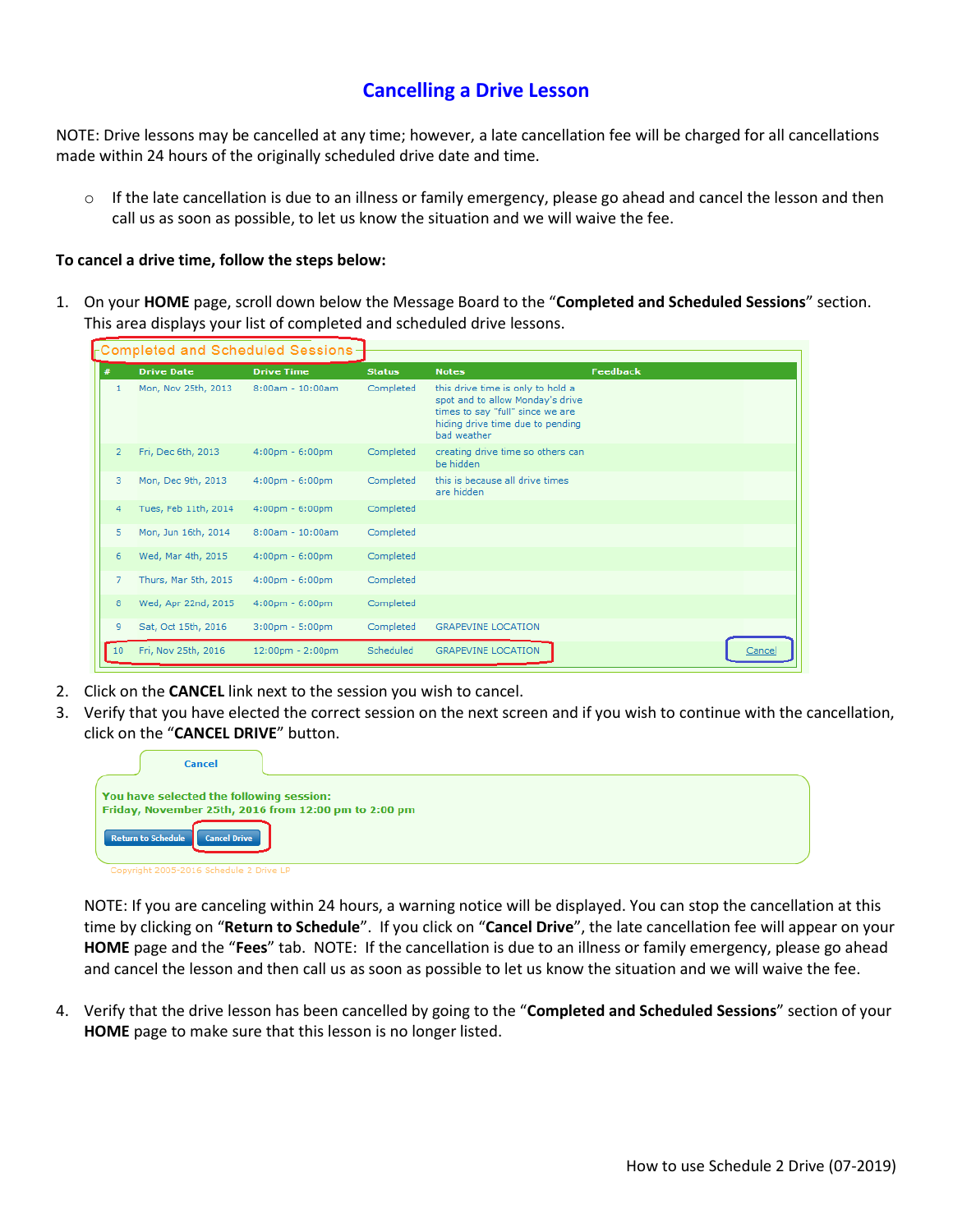# Cancelling a Drive Lesson

NOTE: Drive lessons may be cancelled at any time; however, a late cancellation fee will be charged for all cancellations made within 24 hours of the originally scheduled drive date and time.

- If the late cancellation is due to an illness or family emergency, please go ahead and cancel the lesson and then call us as soon as possible, to let us know the situation and we will waive the fee.

**To cancel a drive time, follow the steps below:**

1. On your **HOME** page, scroll down below the Message Board to the "**Completed and Scheduled Sessions**" section. This area displays your list of completed and scheduled drive lessons.

Completed and Scheduled Sessions

| # | Drive Date | Drive Time | Status | Notes | Feedback |
|---|---|---|---|---|---|
| 1 | Mon, Nov 25th, 2013 | 8:00am - 10:00am | Completed | this drive time is only to hold a spot and to allow Monday's drive times to say "full" since we are hiding drive time due to pending bad weather | |
| 2 | Fri, Dec 6th, 2013 | 4:00pm - 6:00pm | Completed | creating drive time so others can be hidden | |
| 3 | Mon, Dec 9th, 2013 | 4:00pm - 6:00pm | Completed | this is because all drive times are hidden | |
| 4 | Tues, Feb 11th, 2014 | 4:00pm - 6:00pm | Completed | | |
| 5 | Mon, Jun 16th, 2014 | 8:00am - 10:00am | Completed | | |
| 6 | Wed, Mar 4th, 2015 | 4:00pm - 6:00pm | Completed | | |
| 7 | Thurs, Mar 5th, 2015 | 4:00pm - 6:00pm | Completed | | |
| 8 | Wed, Apr 22nd, 2015 | 4:00pm - 6:00pm | Completed | | |
| 9 | Sat, Oct 15th, 2016 | 3:00pm - 5:00pm | Completed | GRAPEVINE LOCATION | |
| 10 | Fri, Nov 25th, 2016 | 12:00pm - 2:00pm | Scheduled | GRAPEVINE LOCATION | Cancel |

2. Click on the **CANCEL** link next to the session you wish to cancel.
3. Verify that you have elected the correct session on the next screen and if you wish to continue with the cancellation, click on the "**CANCEL DRIVE**" button.

Cancel

You have selected the following session:
Friday, November 25th, 2016 from 12:00 pm to 2:00 pm

Return to Schedule | Cancel Drive

Copyright 2005-2016 Schedule 2 Drive LP

NOTE: If you are canceling within 24 hours, a warning notice will be displayed. You can stop the cancellation at this time by clicking on "**Return to Schedule**". If you click on "**Cancel Drive**", the late cancellation fee will appear on your **HOME** page and the "**Fees**" tab. NOTE: If the cancellation is due to an illness or family emergency, please go ahead and cancel the lesson and then call us as soon as possible to let us know the situation and we will waive the fee.

4. Verify that the drive lesson has been cancelled by going to the "**Completed and Scheduled Sessions**" section of your **HOME** page to make sure that this lesson is no longer listed.